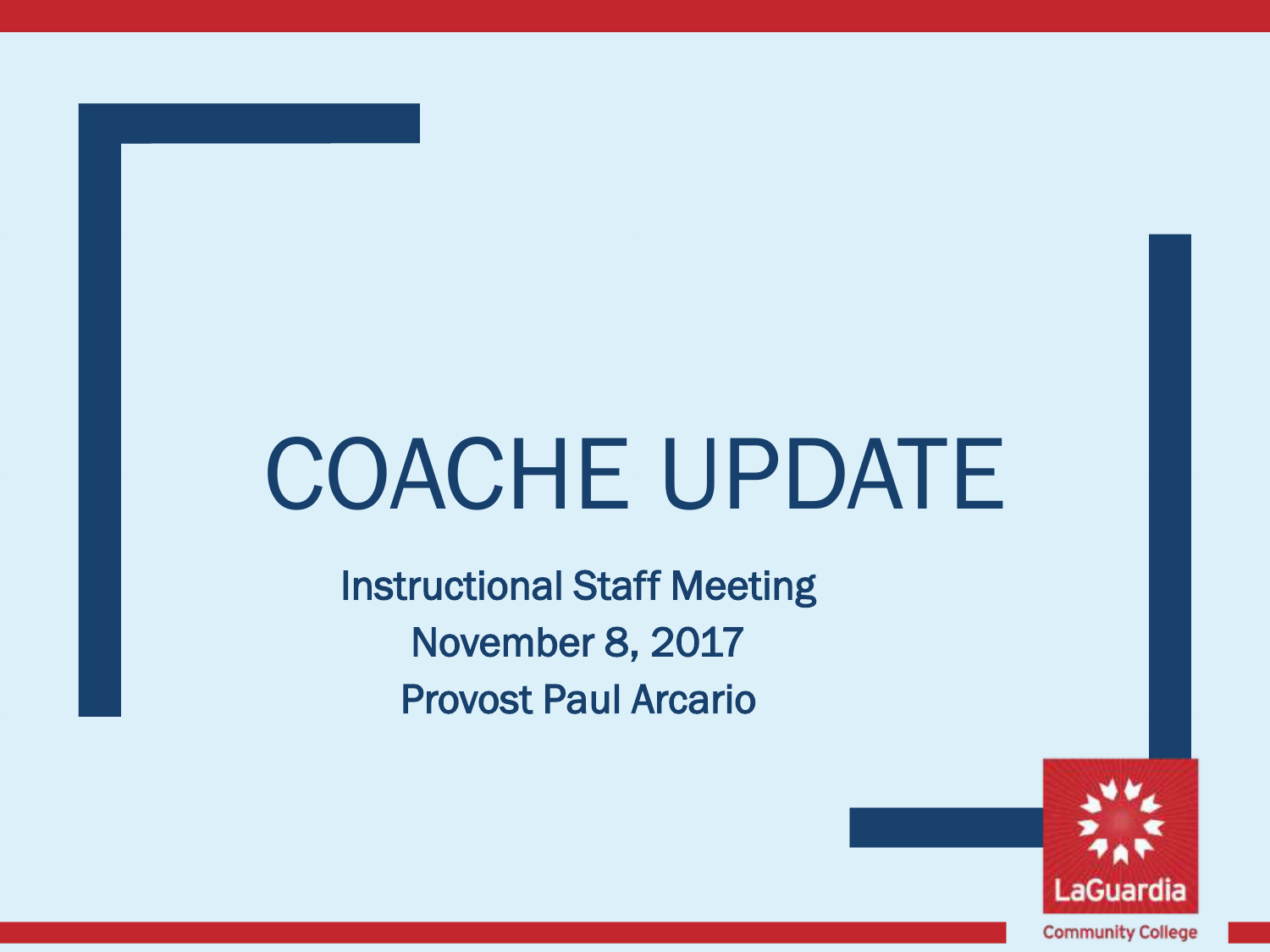# COACHE UPDATE

Instructional Staff Meeting

November 8, 2017

Provost Paul Arcario

LaGuardia Community College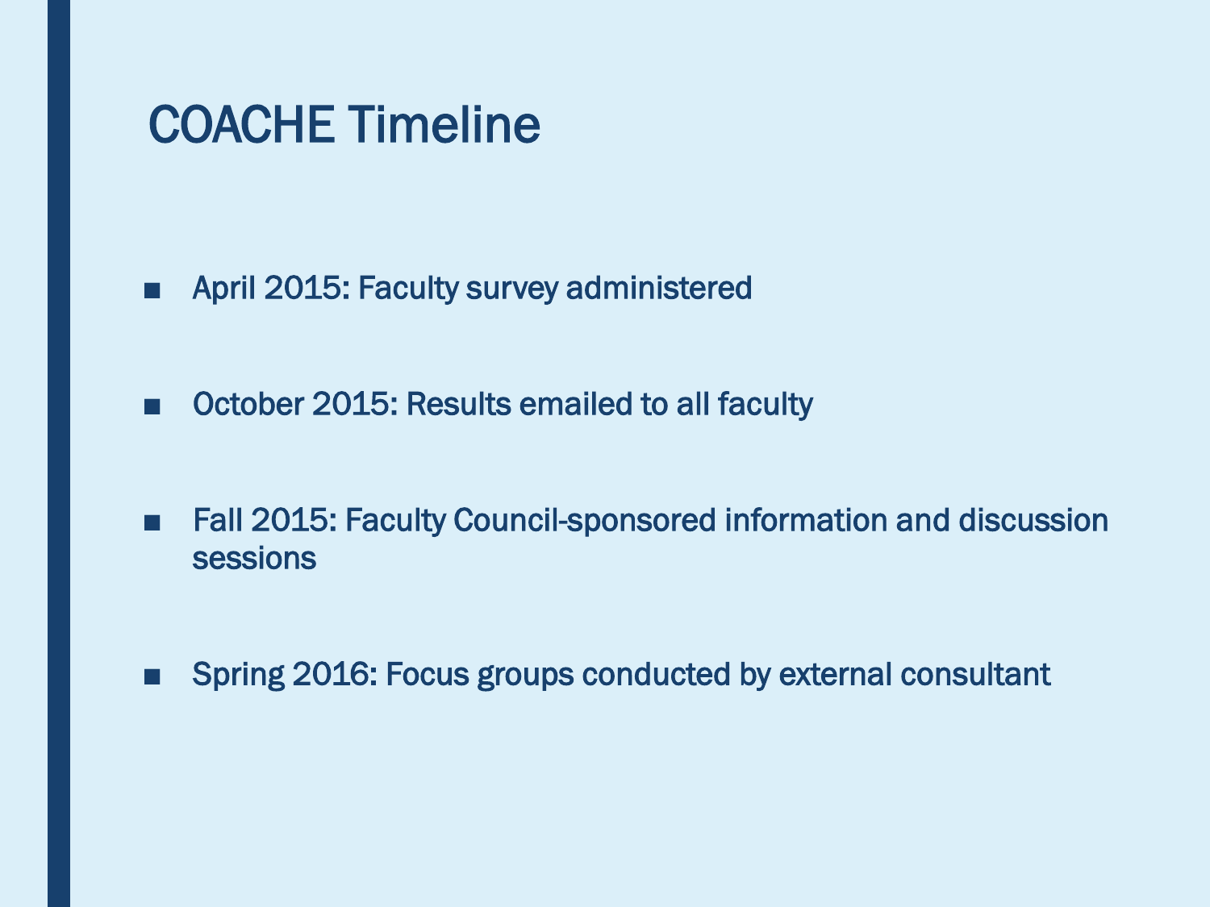# COACHE Timeline

- April 2015: Faculty survey administered
- October 2015: Results emailed to all faculty
- Fall 2015: Faculty Council-sponsored information and discussion sessions
- Spring 2016: Focus groups conducted by external consultant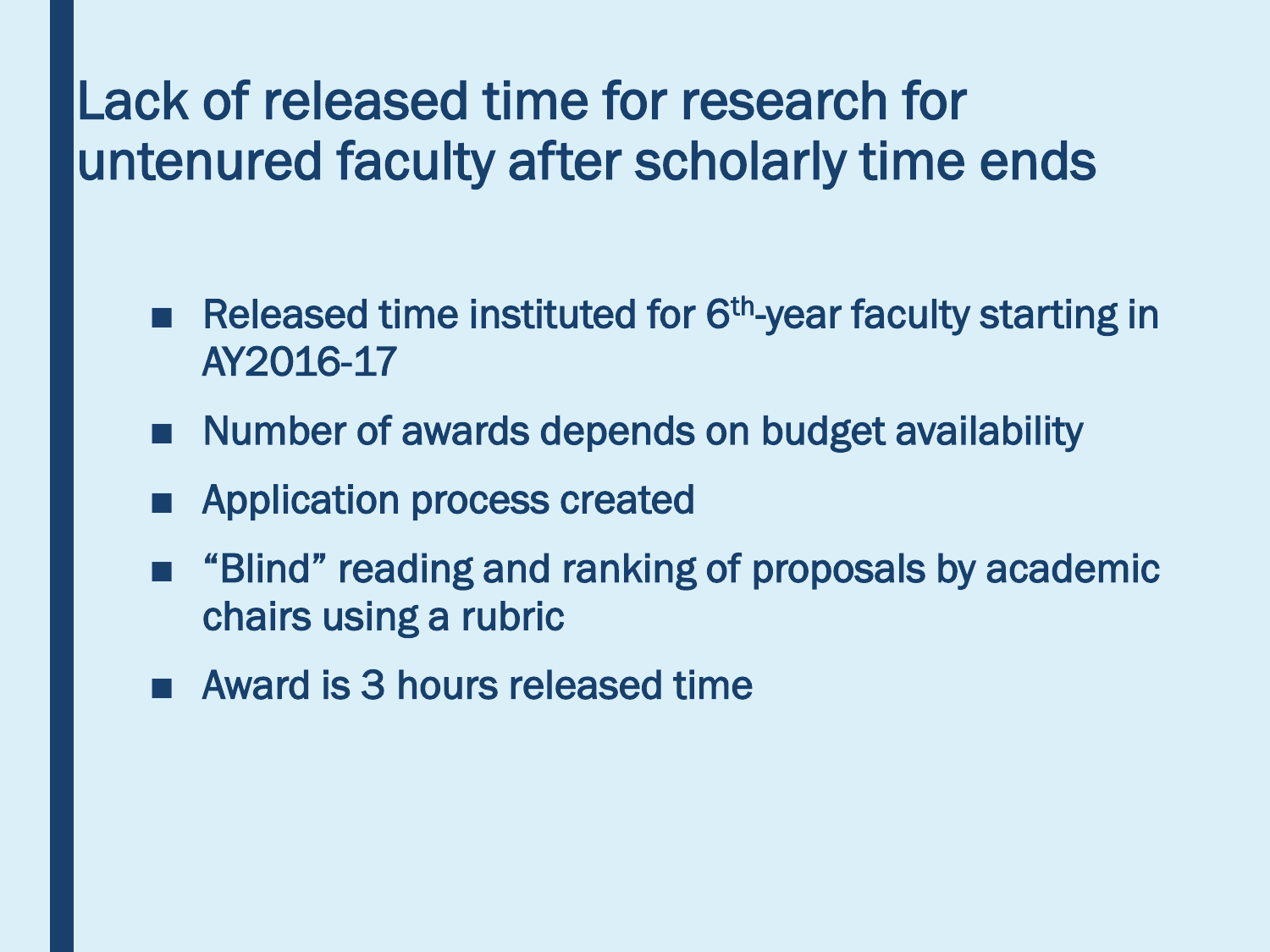# Lack of released time for research for untenured faculty after scholarly time ends

- Released time instituted for 6th-year faculty starting in AY2016-17
- Number of awards depends on budget availability
- Application process created
- "Blind" reading and ranking of proposals by academic chairs using a rubric
- Award is 3 hours released time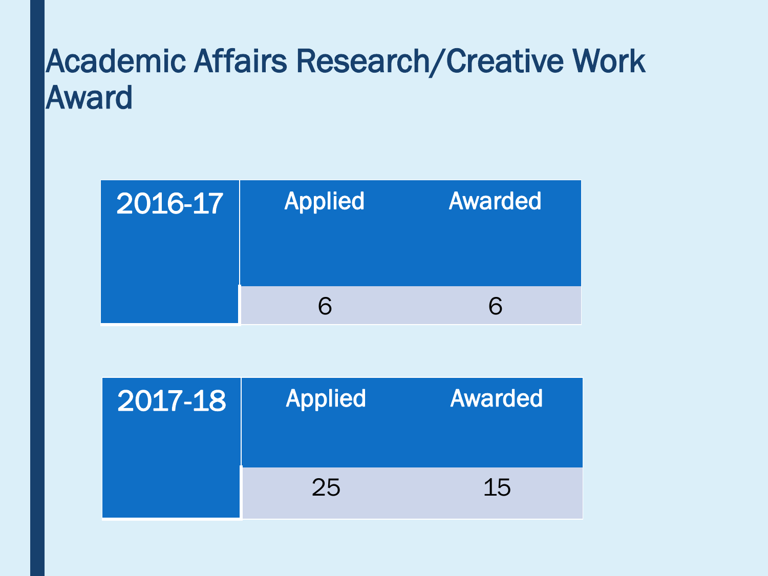# Academic Affairs Research/Creative Work Award

| 2016-17 | Applied | Awarded |
| --- | --- | --- |
| | 6 | 6 |

| 2017-18 | Applied | Awarded |
| --- | --- | --- |
| | 25 | 15 |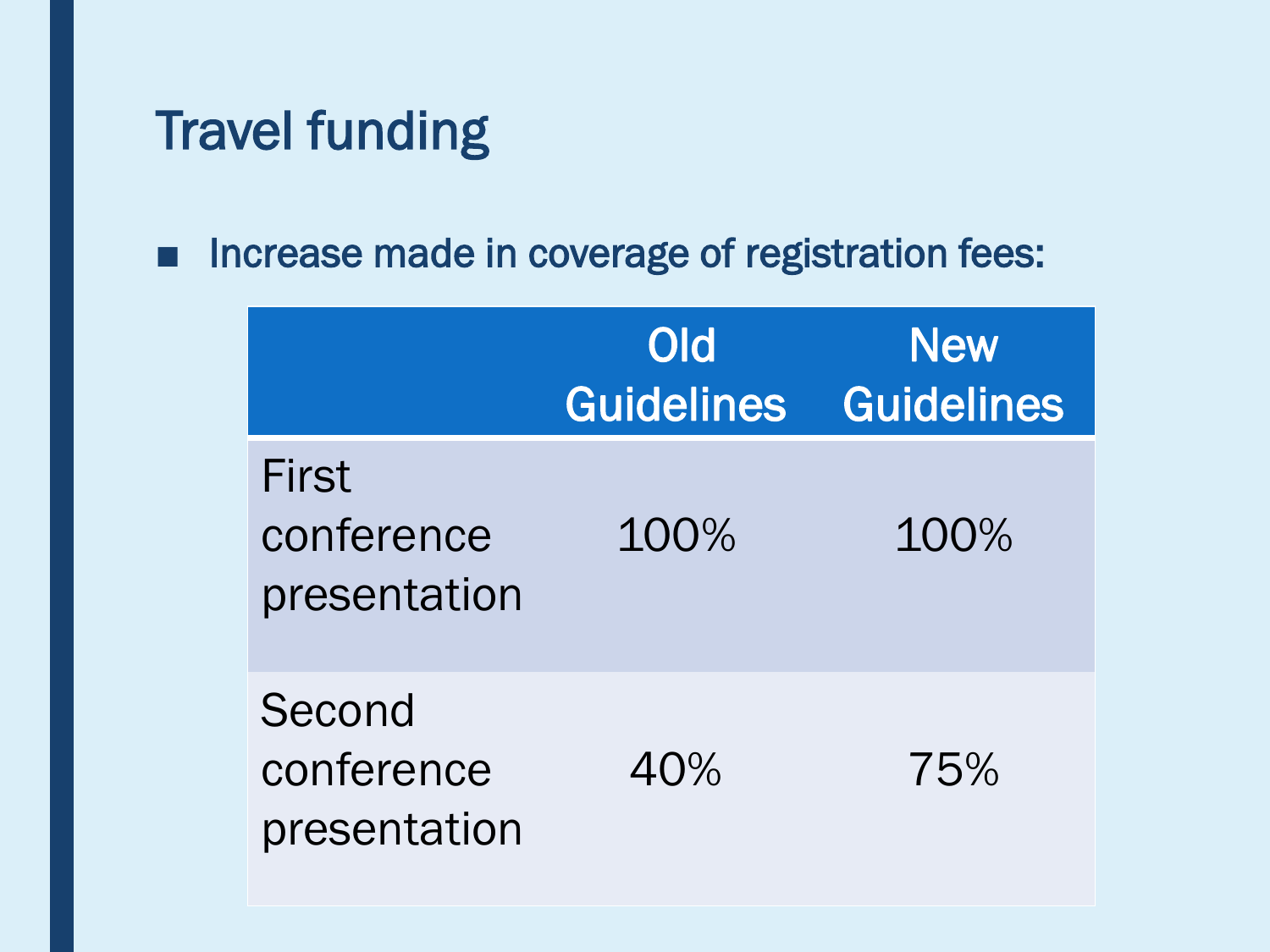# Travel funding

- Increase made in coverage of registration fees:

| | Old Guidelines | New Guidelines |
|---|---|---|
| First conference presentation | 100% | 100% |
| Second conference presentation | 40% | 75% |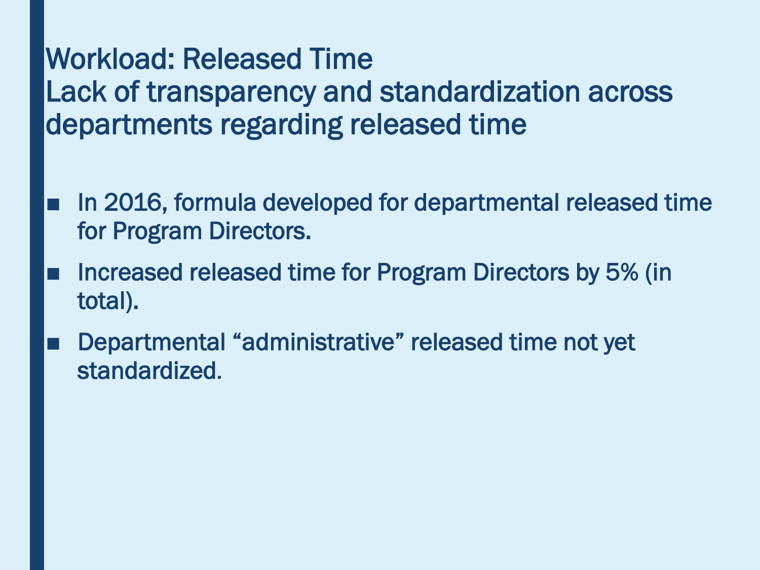# Workload: Released Time
## Lack of transparency and standardization across departments regarding released time

- In 2016, formula developed for departmental released time for Program Directors.
- Increased released time for Program Directors by 5% (in total).
- Departmental "administrative" released time not yet standardized.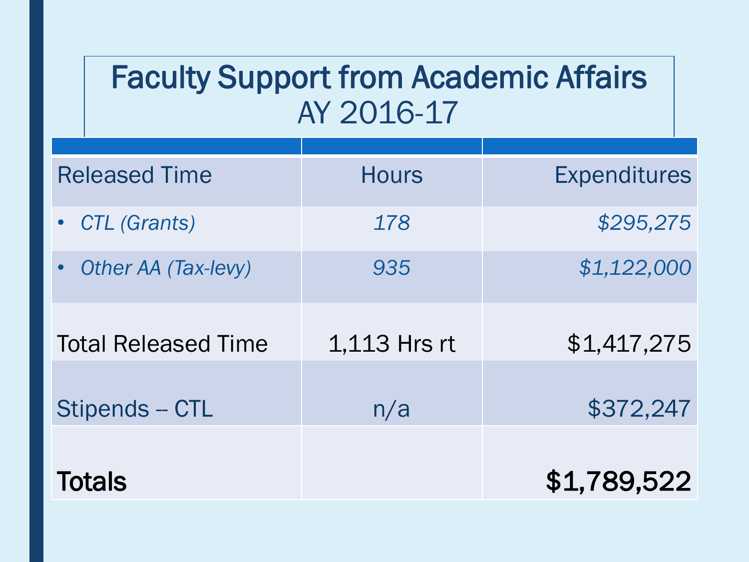# Faculty Support from Academic Affairs
## AY 2016-17

| | | |
|---|---|---|
| Released Time | Hours | Expenditures |
| • *CTL (Grants)* | *178* | *$295,275* |
| • *Other AA (Tax-levy)* | *935* | *$1,122,000* |
| Total Released Time | 1,113 Hrs rt | $1,417,275 |
| Stipends -- CTL | n/a | $372,247 |
| **Totals** | | **$1,789,522** |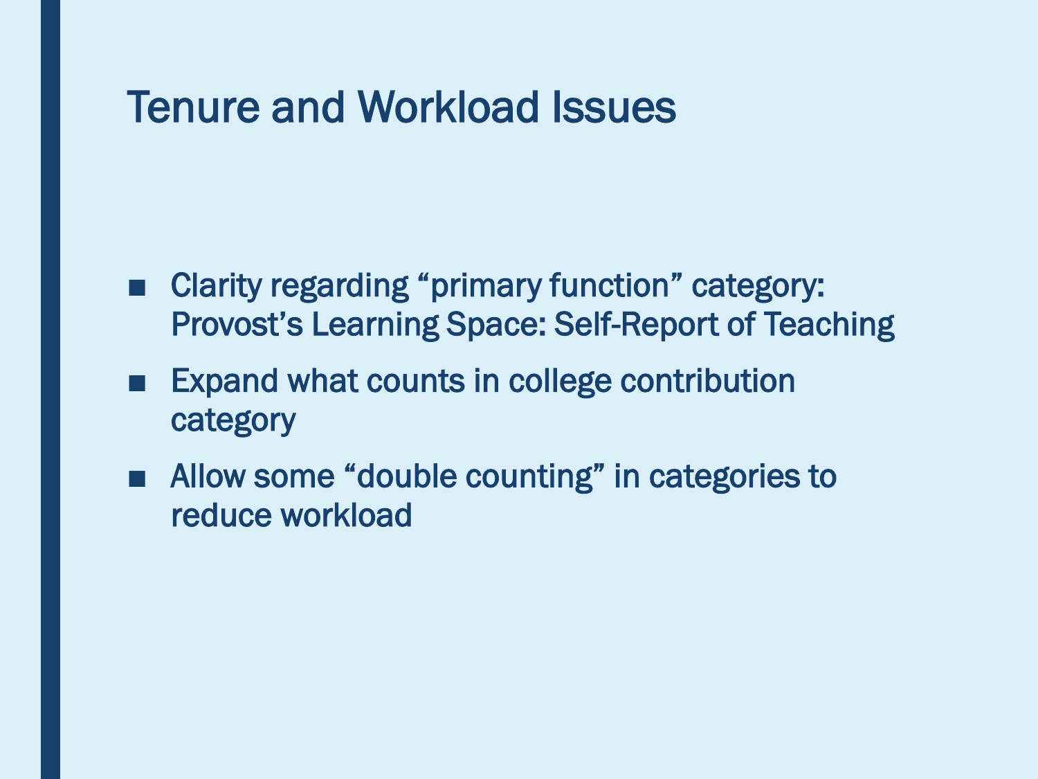# Tenure and Workload Issues

- Clarity regarding “primary function” category: Provost’s Learning Space: Self-Report of Teaching
- Expand what counts in college contribution category
- Allow some “double counting” in categories to reduce workload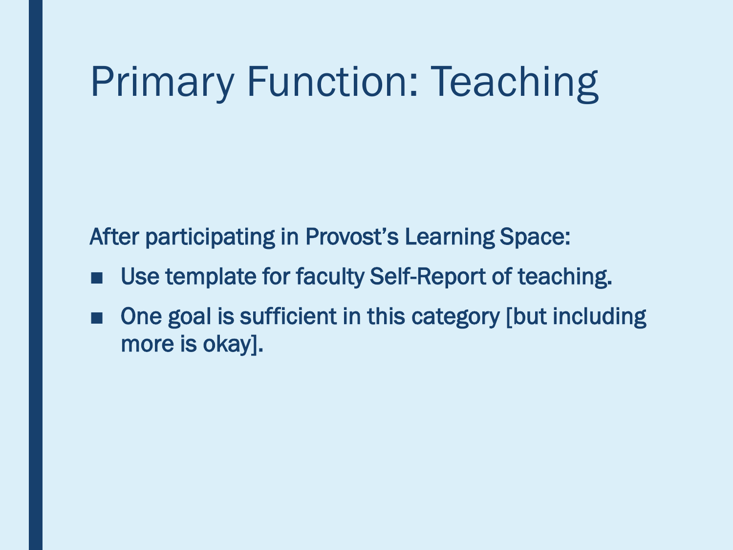# Primary Function: Teaching

After participating in Provost's Learning Space:

- Use template for faculty Self-Report of teaching.
- One goal is sufficient in this category [but including more is okay].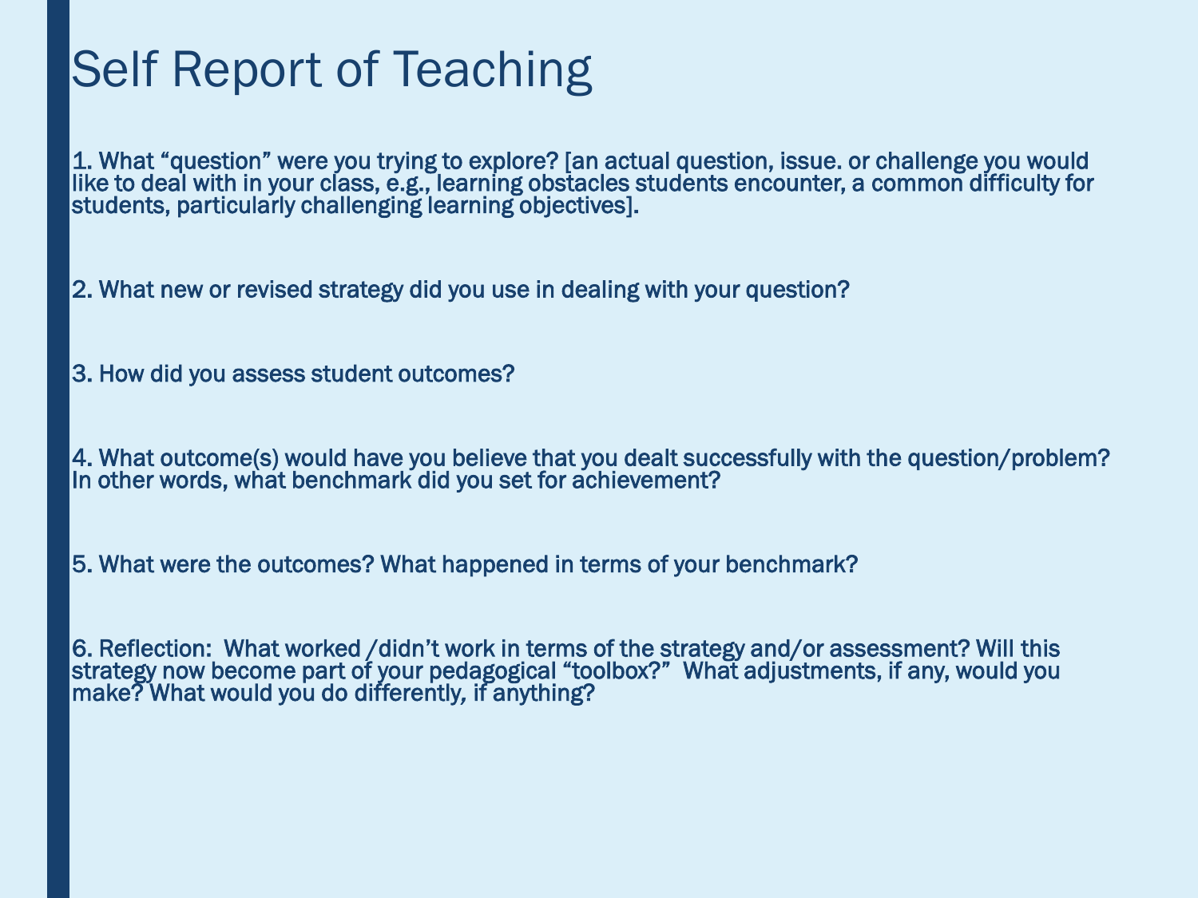# Self Report of Teaching

1. What "question" were you trying to explore? [an actual question, issue. or challenge you would like to deal with in your class, e.g., learning obstacles students encounter, a common difficulty for students, particularly challenging learning objectives].

2. What new or revised strategy did you use in dealing with your question?

3. How did you assess student outcomes?

4. What outcome(s) would have you believe that you dealt successfully with the question/problem? In other words, what benchmark did you set for achievement?

5. What were the outcomes? What happened in terms of your benchmark?

6. Reflection: What worked /didn't work in terms of the strategy and/or assessment? Will this strategy now become part of your pedagogical "toolbox?" What adjustments, if any, would you make? What would you do differently, if anything?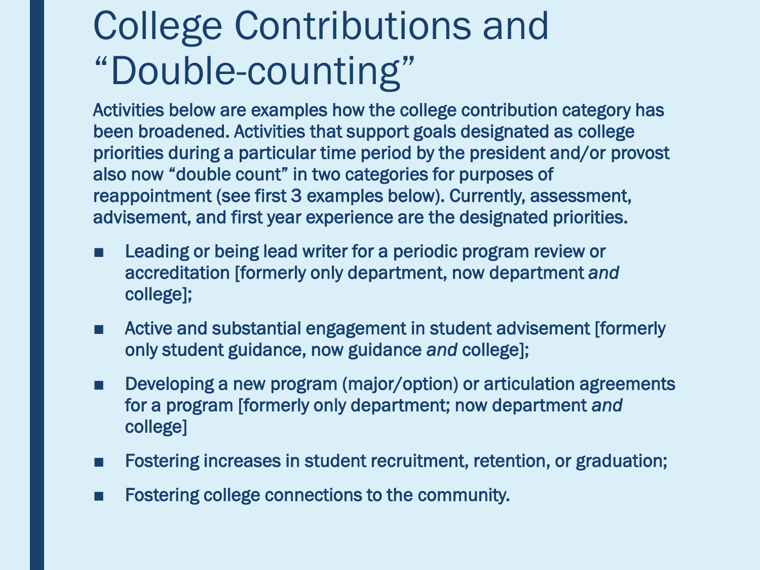# College Contributions and "Double-counting"

Activities below are examples how the college contribution category has been broadened. Activities that support goals designated as college priorities during a particular time period by the president and/or provost also now "double count" in two categories for purposes of reappointment (see first 3 examples below). Currently, assessment, advisement, and first year experience are the designated priorities.

- Leading or being lead writer for a periodic program review or accreditation [formerly only department, now department *and* college];
- Active and substantial engagement in student advisement [formerly only student guidance, now guidance *and* college];
- Developing a new program (major/option) or articulation agreements for a program [formerly only department; now department *and* college]
- Fostering increases in student recruitment, retention, or graduation;
- Fostering college connections to the community.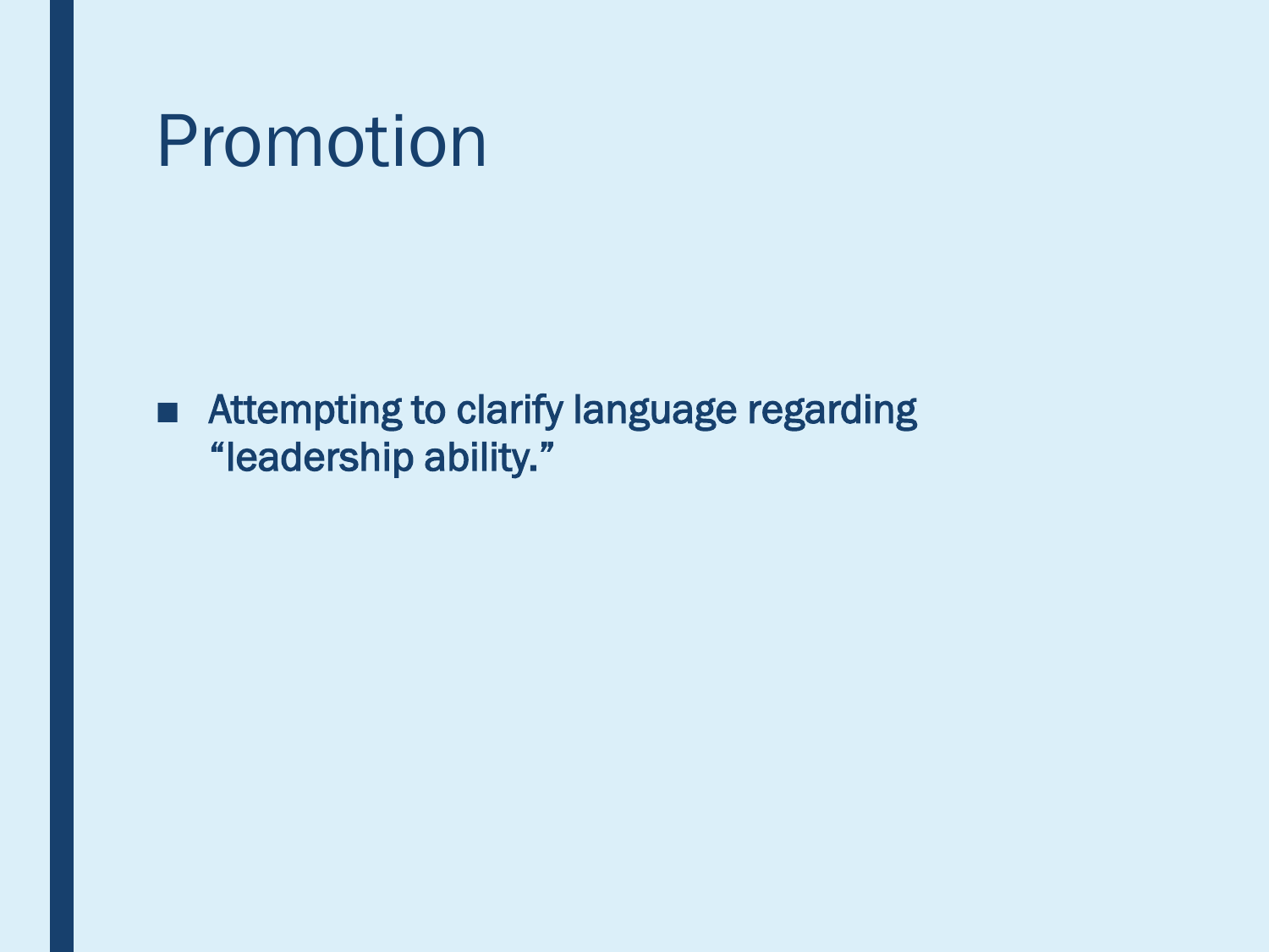# Promotion

- Attempting to clarify language regarding “leadership ability.”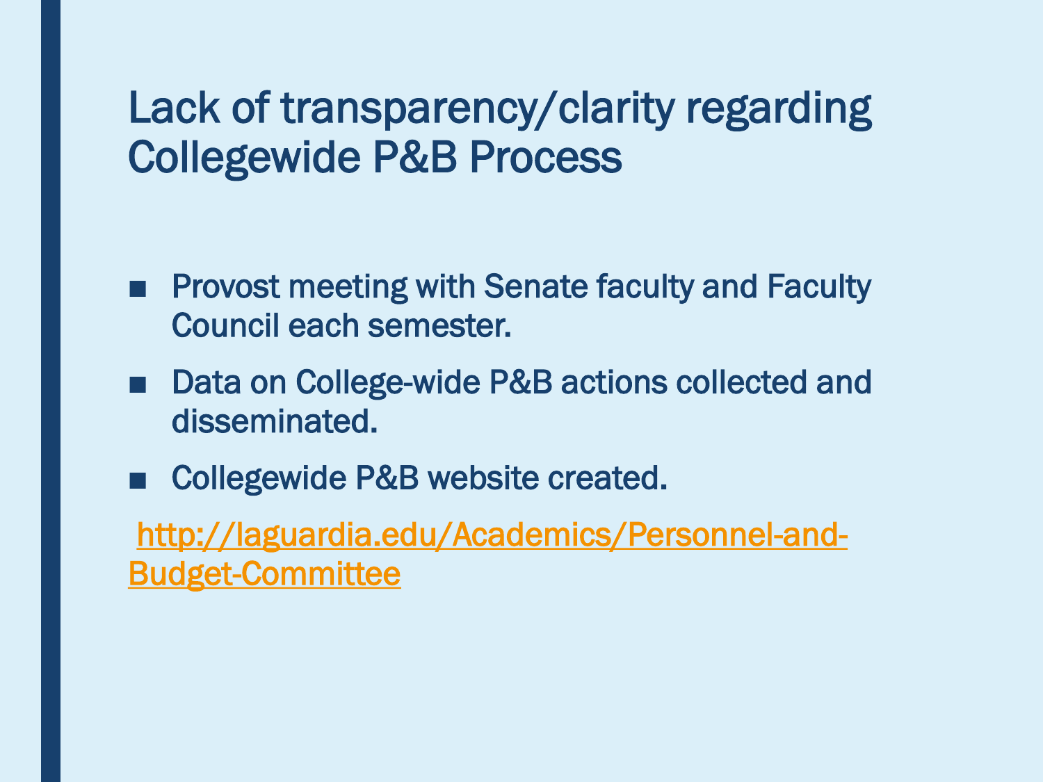# Lack of transparency/clarity regarding Collegewide P&B Process

- Provost meeting with Senate faculty and Faculty Council each semester.
- Data on College-wide P&B actions collected and disseminated.
- Collegewide P&B website created.

http://laguardia.edu/Academics/Personnel-and-Budget-Committee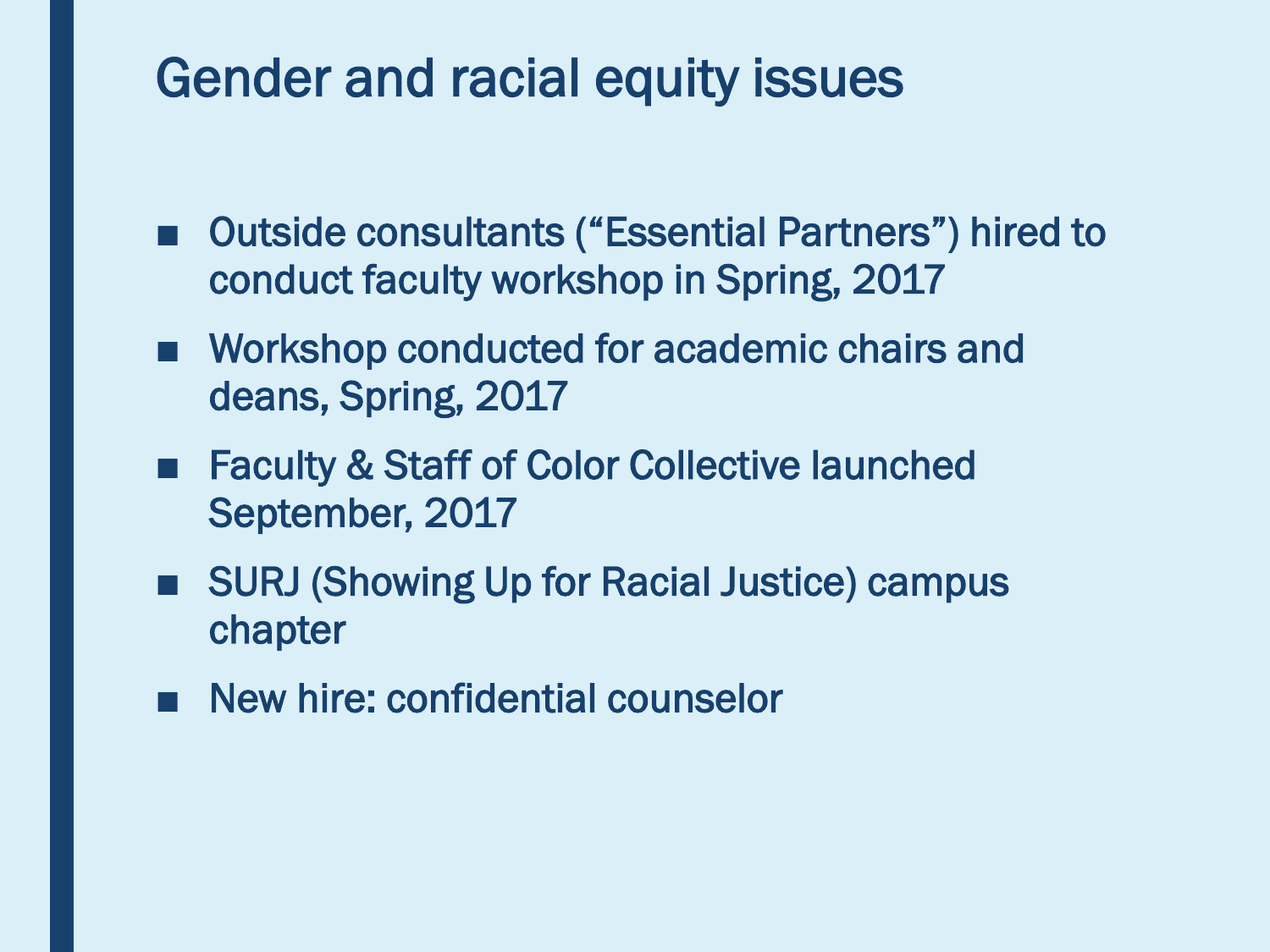# Gender and racial equity issues

- Outside consultants ("Essential Partners") hired to conduct faculty workshop in Spring, 2017
- Workshop conducted for academic chairs and deans, Spring, 2017
- Faculty & Staff of Color Collective launched September, 2017
- SURJ (Showing Up for Racial Justice) campus chapter
- New hire: confidential counselor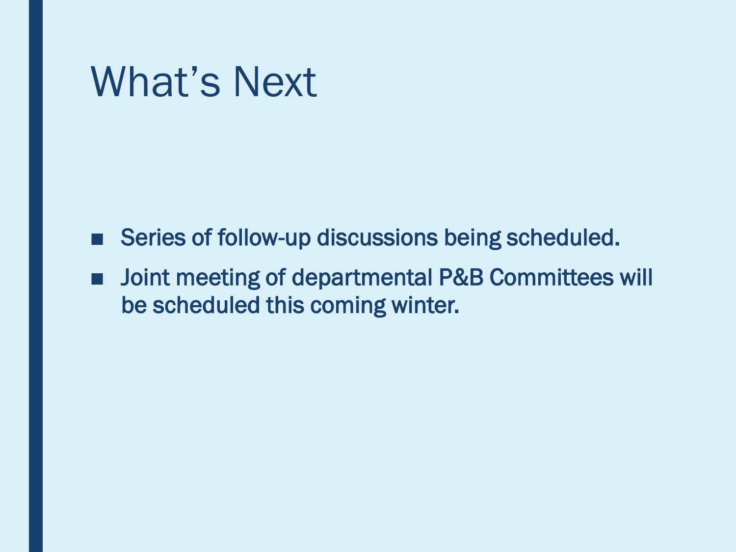# What's Next

- Series of follow-up discussions being scheduled.
- Joint meeting of departmental P&B Committees will be scheduled this coming winter.